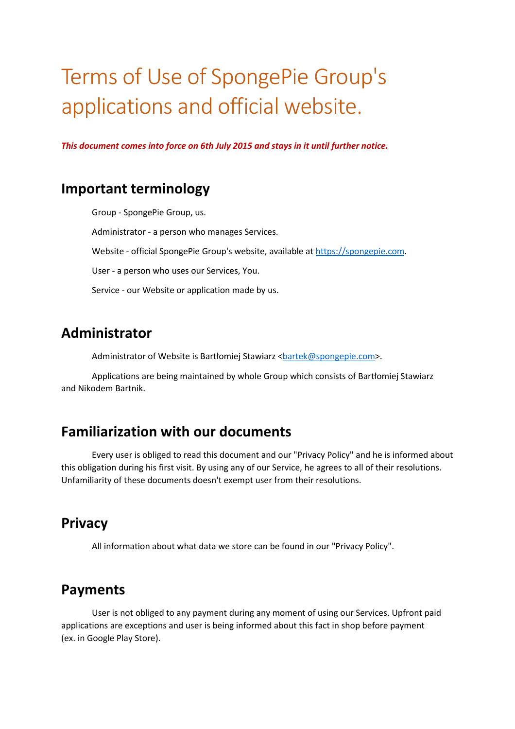# Terms of Use of SpongePie Group's applications and official website.

***This document comes into force on 6th July 2015 and stays in it until further notice.***

## Important terminology

Group - SpongePie Group, us.

Administrator - a person who manages Services.

Website - official SpongePie Group's website, available at https://spongepie.com.

User - a person who uses our Services, You.

Service - our Website or application made by us.

## Administrator

Administrator of Website is Bartłomiej Stawiarz <bartek@spongepie.com>.

Applications are being maintained by whole Group which consists of Bartłomiej Stawiarz and Nikodem Bartnik.

## Familiarization with our documents

Every user is obliged to read this document and our "Privacy Policy" and he is informed about this obligation during his first visit. By using any of our Service, he agrees to all of their resolutions. Unfamiliarity of these documents doesn't exempt user from their resolutions.

## Privacy

All information about what data we store can be found in our "Privacy Policy".

## Payments

User is not obliged to any payment during any moment of using our Services. Upfront paid applications are exceptions and user is being informed about this fact in shop before payment (ex. in Google Play Store).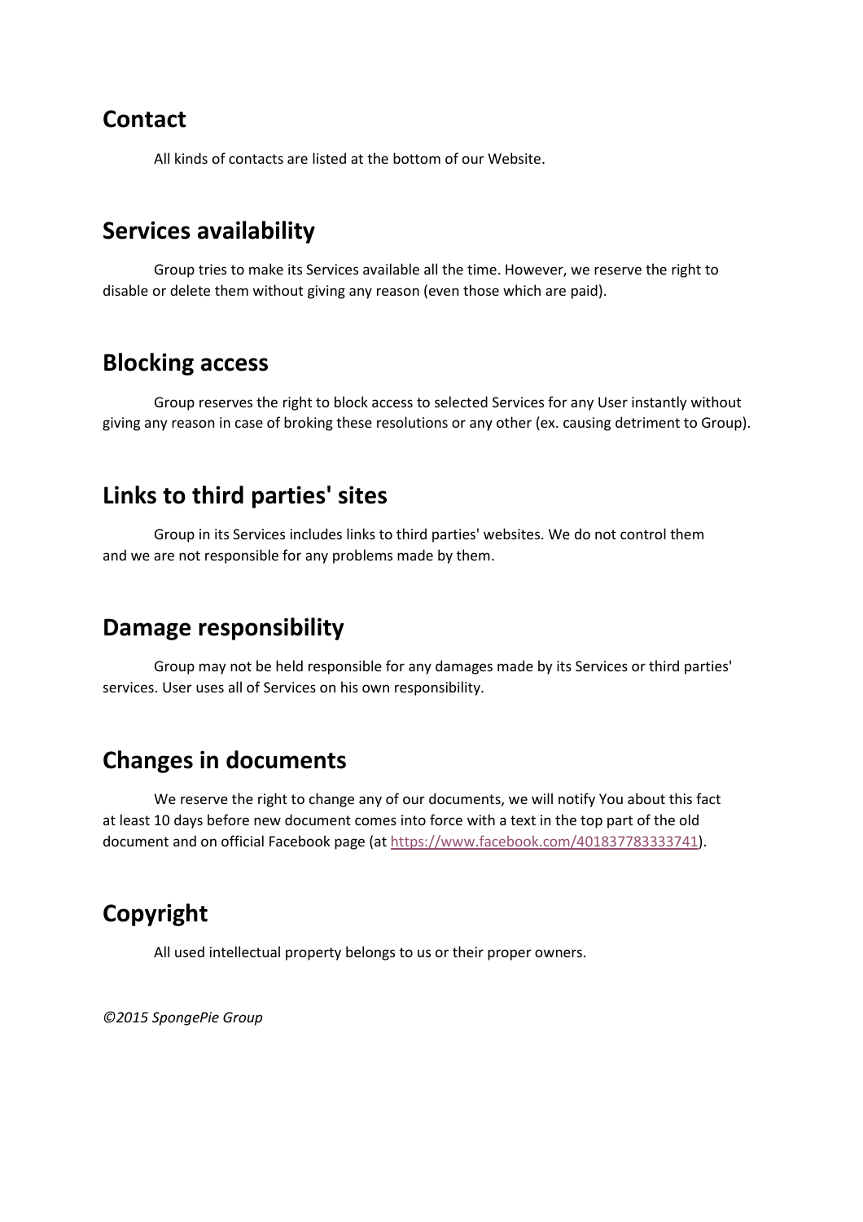## Contact

All kinds of contacts are listed at the bottom of our Website.

## Services availability

Group tries to make its Services available all the time. However, we reserve the right to disable or delete them without giving any reason (even those which are paid).

## Blocking access

Group reserves the right to block access to selected Services for any User instantly without giving any reason in case of broking these resolutions or any other (ex. causing detriment to Group).

## Links to third parties' sites

Group in its Services includes links to third parties' websites. We do not control them and we are not responsible for any problems made by them.

## Damage responsibility

Group may not be held responsible for any damages made by its Services or third parties' services. User uses all of Services on his own responsibility.

## Changes in documents

We reserve the right to change any of our documents, we will notify You about this fact at least 10 days before new document comes into force with a text in the top part of the old document and on official Facebook page (at [https://www.facebook.com/401837783333741](https://www.facebook.com/401837783333741)).

## Copyright

All used intellectual property belongs to us or their proper owners.

*©2015 SpongePie Group*